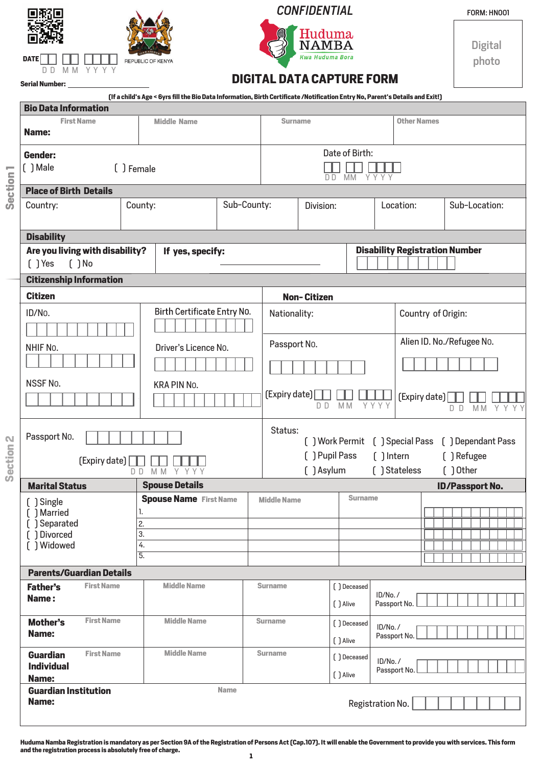CONFIDENTIAL

FORM: HN001

REPUBLIC OF KENYA

Huduma NAMBA *Kwa Huduma Bora*

DATE [ ][ ] [ ][ ] [ ][ ][ ][ ]
DD MM YYYY

Serial Number: ____________

Digital photo

# DIGITAL DATA CAPTURE FORM

**(If a child's Age < 6yrs fill the Bio Data Information, Birth Certificate /Notification Entry No, Parent's Details and Exit!)**

Section 1

## Bio Data Information

| | First Name | Middle Name | Surname | Other Names |
|---|---|---|---|---|
| **Name:** | | | | |

**Gender:**
[ ] Male [ ] Female

Date of Birth: [ ][ ] [ ][ ] [ ][ ][ ][ ]
DD MM YYYY

## Place of Birth Details

| Country: | County: | Sub-County: | Division: | Location: | Sub-Location: |
|---|---|---|---|---|---|
| | | | | | |

## Disability

**Are you living with disability?**
[ ] Yes [ ] No

**If yes, specify:** ____________

**Disability Registration Number** [ ][ ][ ][ ][ ][ ][ ][ ][ ][ ]

## Citizenship Information

### Citizen

- ID/No. [ ][ ][ ][ ][ ][ ][ ][ ][ ][ ]
- Birth Certificate Entry No. [ ][ ][ ][ ][ ][ ][ ][ ][ ][ ]
- NHIF No. [ ][ ][ ][ ][ ][ ][ ][ ][ ][ ]
- Driver's Licence No. [ ][ ][ ][ ][ ][ ][ ][ ][ ][ ]
- NSSF No. [ ][ ][ ][ ][ ][ ][ ][ ][ ][ ]
- KRA PIN No. [ ][ ][ ][ ][ ][ ][ ][ ][ ][ ][ ]
- Passport No. [ ][ ][ ][ ][ ][ ][ ][ ][ ]
  (Expiry date) [ ][ ] [ ][ ] [ ][ ][ ][ ]
  DD MM YYYY

### Non- Citizen

- Nationality:
- Country of Origin:
- Passport No. [ ][ ][ ][ ][ ][ ][ ][ ]
  (Expiry date) [ ][ ] [ ][ ] [ ][ ][ ][ ]
  DD MM YYYY
- Alien ID. No./Refugee No. [ ][ ][ ][ ][ ][ ][ ][ ]
  (Expiry date) [ ][ ] [ ][ ] [ ][ ][ ][ ]
  DD MM YYYY

Status:
[ ] Work Permit [ ] Special Pass [ ] Dependant Pass
[ ] Pupil Pass [ ] Intern [ ] Refugee
[ ] Asylum [ ] Stateless [ ] Other

Section 2

## Marital Status

[ ] Single
[ ] Married
[ ] Separated
[ ] Divorced
[ ] Widowed

## Spouse Details

| Spouse Name First Name | Middle Name | Surname | ID/Passport No. |
|---|---|---|---|
| 1. | | | |
| 2. | | | |
| 3. | | | |
| 4. | | | |
| 5. | | | |

## Parents/Guardian Details

| | First Name | Middle Name | Surname | Status | ID/No. / Passport No. |
|---|---|---|---|---|---|
| **Father's Name :** | | | | [ ] Deceased [ ] Alive | |
| **Mother's Name:** | | | | [ ] Deceased [ ] Alive | |
| **Guardian Individual Name:** | | | | [ ] Deceased [ ] Alive | |

**Guardian Institution Name:** Name ____________ Registration No. [ ][ ][ ][ ][ ][ ][ ][ ]

**Huduma Namba Registration is mandatory as per Section 9A of the Registration of Persons Act (Cap.107). It will enable the Government to provide you with services. This form and the registration process is absolutely free of charge.**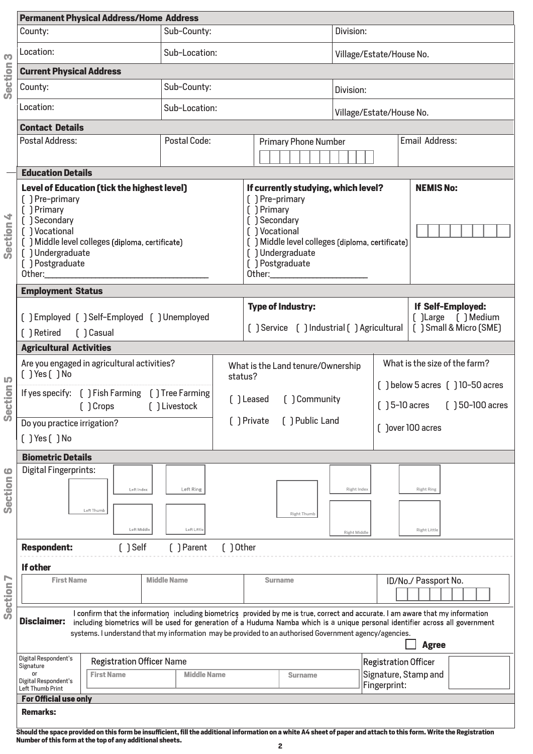## Section 3

### Permanent Physical Address/Home Address

| | | |
|---|---|---|
| County: | Sub-County: | Division: |
| Location: | Sub-Location: | Village/Estate/House No. |

### Current Physical Address

| | | |
|---|---|---|
| County: | Sub-County: | Division: |
| Location: | Sub-Location: | Village/Estate/House No. |

### Contact Details

| | | | |
|---|---|---|---|
| Postal Address: | Postal Code: | Primary Phone Number | Email Address: |

## Section 4

### Education Details

**Level of Education (tick the highest level)**

( ) Pre-primary
( ) Primary
( ) Secondary
( ) Vocational
( ) Middle level colleges (diploma, certificate)
( ) Undergraduate
( ) Postgraduate
Other:______________________________

**If currently studying, which level?**

( ) Pre-primary
( ) Primary
( ) Secondary
( ) Vocational
( ) Middle level colleges (diploma, certificate)
( ) Undergraduate
( ) Postgraduate
Other:____________________

**NEMIS No:**

### Employment Status

( ) Employed ( ) Self-Employed ( ) Unemployed
( ) Retired ( ) Casual

**Type of Industry:**

( ) Service ( ) Industrial ( ) Agricultural

**If Self-Employed:**

( ) Large ( ) Medium
( ) Small & Micro (SME)

## Section 5

### Agricultural Activities

Are you engaged in agricultural activities?
( ) Yes ( ) No

If yes specify: ( ) Fish Farming ( ) Tree Farming ( ) Crops ( ) Livestock

Do you practice irrigation?
( ) Yes ( ) No

What is the Land tenure/Ownership status?

( ) Leased ( ) Community
( ) Private ( ) Public Land

What is the size of the farm?

( ) below 5 acres ( ) 10-50 acres
( ) 5-10 acres ( ) 50-100 acres
( ) over 100 acres

## Section 6

### Biometric Details

Digital Fingerprints:

Left Thumb, Left Index, Left Middle, Left Ring, Left Little, Right Thumb, Right Index, Right Middle, Right Ring, Right Little

## Section 7

**Respondent:** ( ) Self ( ) Parent ( ) Other

**If other**

| First Name | Middle Name | Surname | ID/No./ Passport No. |
|---|---|---|---|
| | | | |

**Disclaimer:** I confirm that the information including biometrics provided by me is true, correct and accurate. I am aware that my information including biometrics will be used for generation of a Huduma Namba which is a unique personal identifier across all government systems. I understand that my information may be provided to an authorised Government agency/agencies.

☐ **Agree**

| Digital Respondent's Signature or Digital Respondent's Left Thumb Print | Registration Officer Name | | | Registration Officer Signature, Stamp and Fingerprint: |
|---|---|---|---|---|
| | First Name | Middle Name | Surname | |

**For Official use only**

**Remarks:**

**Should the space provided on this form be insufficient, fill the additional information on a white A4 sheet of paper and attach to this form. Write the Registration Number of this form at the top of any additional sheets.**